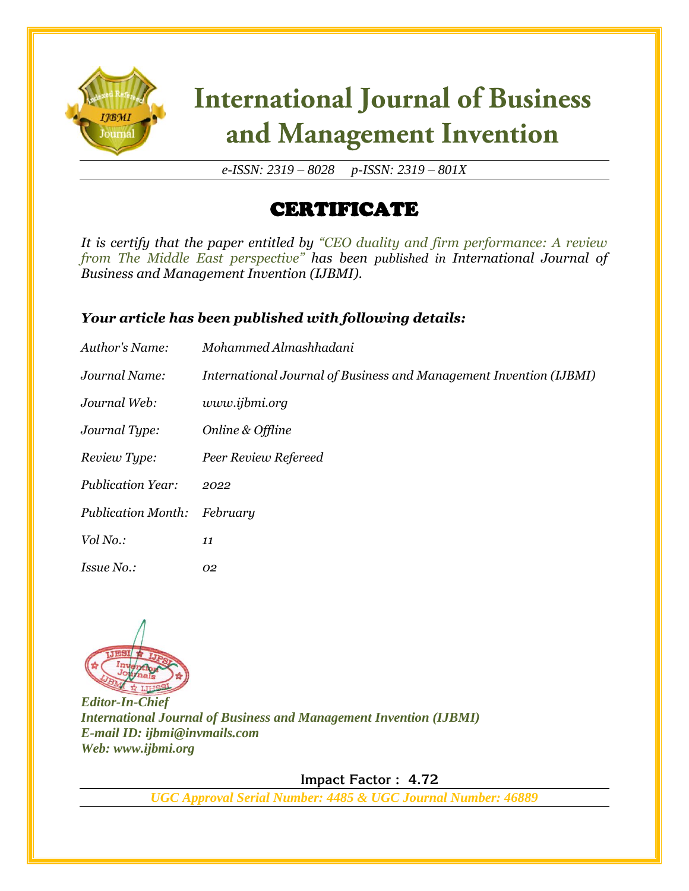# International Journal of Business and Management Invention

*e-ISSN: 2319 – 8028 p-ISSN: 2319 – 801X*

## CERTIFICATE

*It is certify that the paper entitled by "CEO duality and firm performance: A review from The Middle East perspective" has been published in International Journal of Business and Management Invention (IJBMI).*

***Your article has been published with following details:***

| | |
|---|---|
| *Author's Name:* | *Mohammed Almashhadani* |
| *Journal Name:* | *International Journal of Business and Management Invention (IJBMI)* |
| *Journal Web:* | *www.ijbmi.org* |
| *Journal Type:* | *Online & Offline* |
| *Review Type:* | *Peer Review Refereed* |
| *Publication Year:* | *2022* |
| *Publication Month:* | *February* |
| *Vol No.:* | *11* |
| *Issue No.:* | *02* |

***Editor-In-Chief***
***International Journal of Business and Management Invention (IJBMI)***
***E-mail ID: ijbmi@invmails.com***
***Web: www.ijbmi.org***

**Impact Factor : 4.72**

***UGC Approval Serial Number: 4485 & UGC Journal Number: 46889***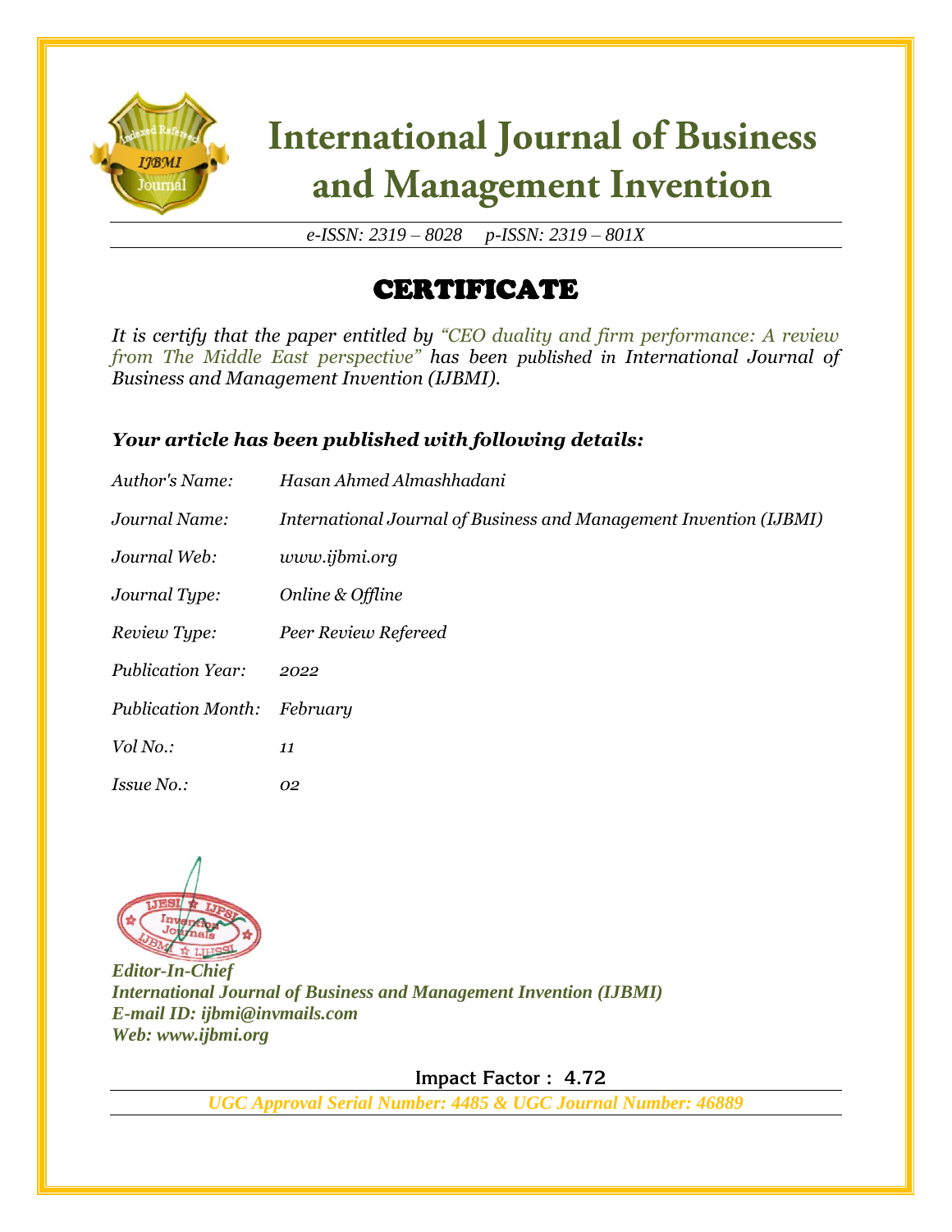# International Journal of Business and Management Invention

*e-ISSN: 2319 – 8028 p-ISSN: 2319 – 801X*

## CERTIFICATE

*It is certify that the paper entitled by "CEO duality and firm performance: A review from The Middle East perspective" has been published in International Journal of Business and Management Invention (IJBMI).*

***Your article has been published with following details:***

| | |
|---|---|
| *Author's Name:* | *Hasan Ahmed Almashhadani* |
| *Journal Name:* | *International Journal of Business and Management Invention (IJBMI)* |
| *Journal Web:* | *www.ijbmi.org* |
| *Journal Type:* | *Online & Offline* |
| *Review Type:* | *Peer Review Refereed* |
| *Publication Year:* | *2022* |
| *Publication Month:* | *February* |
| *Vol No.:* | *11* |
| *Issue No.:* | *02* |

***Editor-In-Chief***
***International Journal of Business and Management Invention (IJBMI)***
***E-mail ID: ijbmi@invmails.com***
***Web: www.ijbmi.org***

**Impact Factor : 4.72**

***UGC Approval Serial Number: 4485 & UGC Journal Number: 46889***